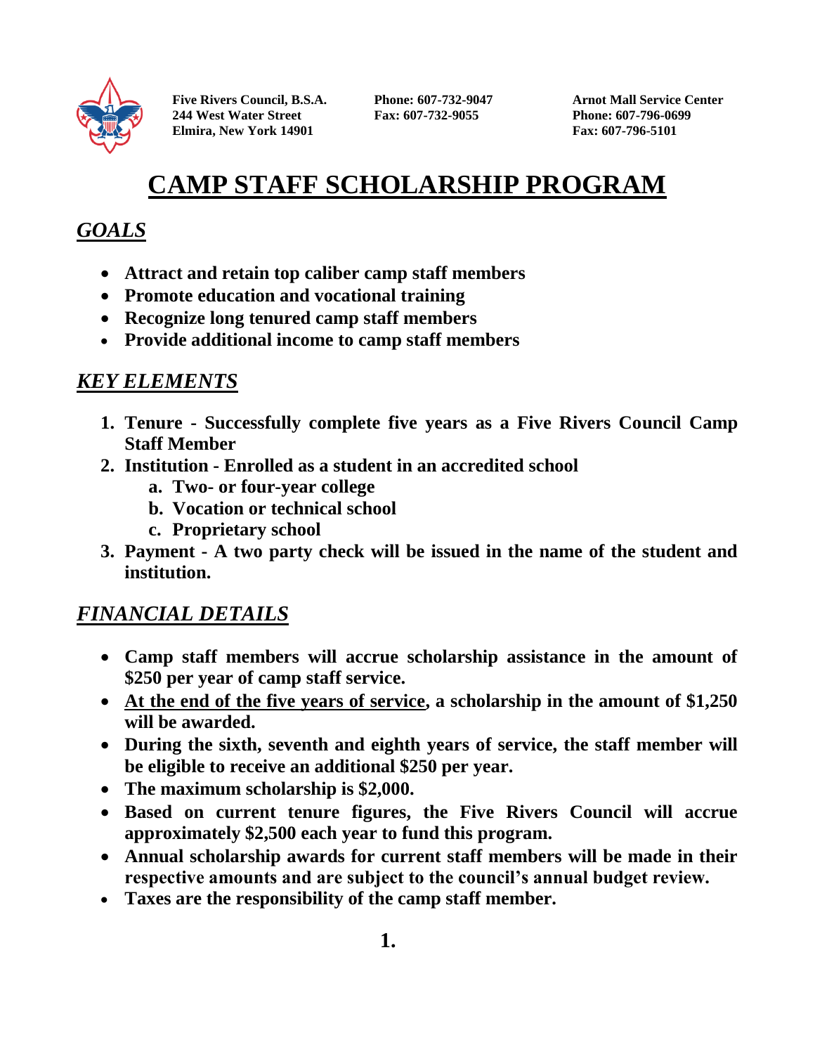Five Rivers Council, B.S.A.
244 West Water Street
Elmira, New York 14901

Phone: 607-732-9047
Fax: 607-732-9055

Arnot Mall Service Center
Phone: 607-796-0699
Fax: 607-796-5101

# CAMP STAFF SCHOLARSHIP PROGRAM

## *GOALS*

- **Attract and retain top caliber camp staff members**
- **Promote education and vocational training**
- **Recognize long tenured camp staff members**
- **Provide additional income to camp staff members**

## *KEY ELEMENTS*

1. **Tenure - Successfully complete five years as a Five Rivers Council Camp Staff Member**
2. **Institution - Enrolled as a student in an accredited school**
   a. **Two- or four-year college**
   b. **Vocation or technical school**
   c. **Proprietary school**
3. **Payment - A two party check will be issued in the name of the student and institution.**

## *FINANCIAL DETAILS*

- **Camp staff members will accrue scholarship assistance in the amount of $250 per year of camp staff service.**
- **At the end of the five years of service, a scholarship in the amount of $1,250 will be awarded.**
- **During the sixth, seventh and eighth years of service, the staff member will be eligible to receive an additional $250 per year.**
- **The maximum scholarship is $2,000.**
- **Based on current tenure figures, the Five Rivers Council will accrue approximately $2,500 each year to fund this program.**
- **Annual scholarship awards for current staff members will be made in their respective amounts and are subject to the council's annual budget review.**
- **Taxes are the responsibility of the camp staff member.**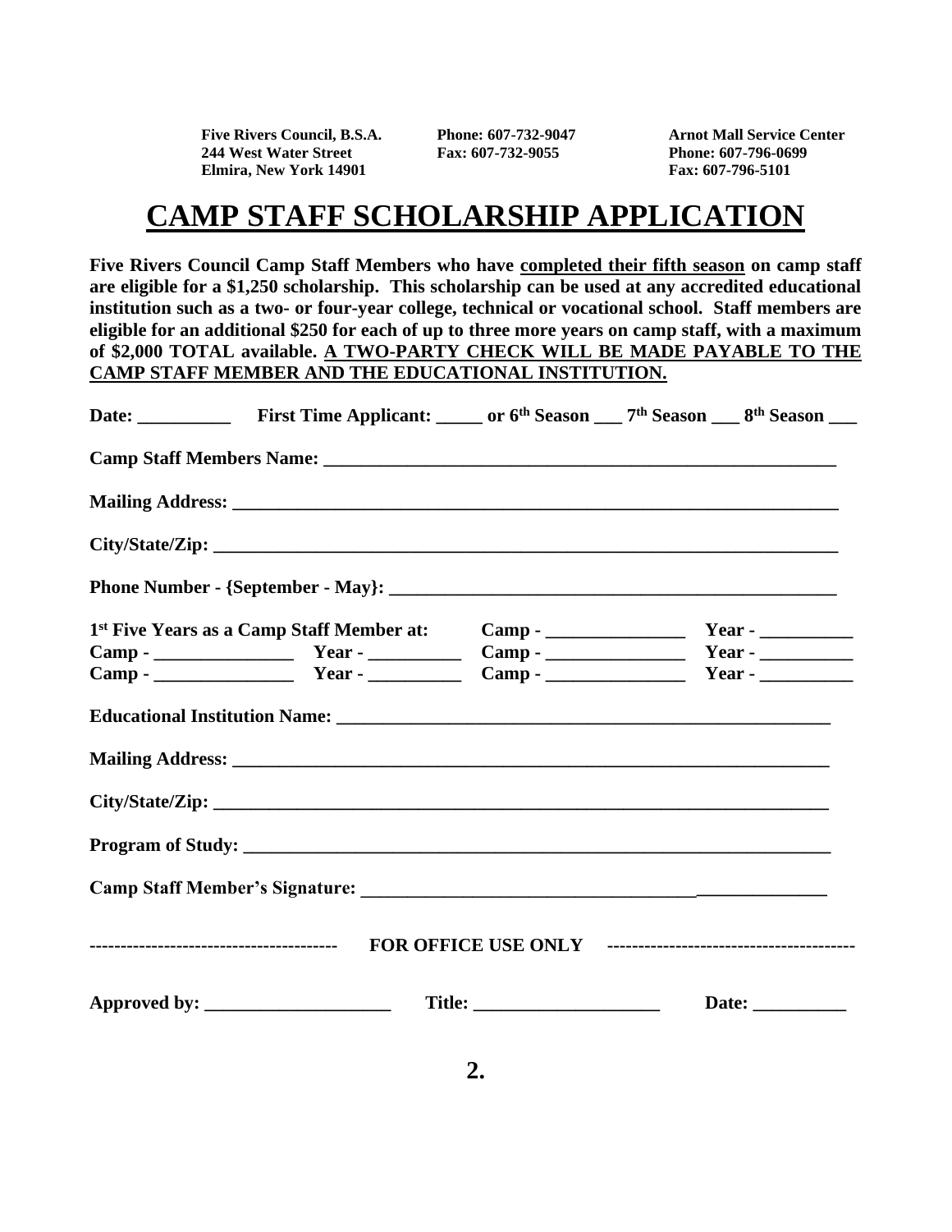**Five Rivers Council, B.S.A.**
**244 West Water Street**
**Elmira, New York 14901**

**Phone: 607-732-9047**
**Fax: 607-732-9055**

**Arnot Mall Service Center**
**Phone: 607-796-0699**
**Fax: 607-796-5101**

# CAMP STAFF SCHOLARSHIP APPLICATION

**Five Rivers Council Camp Staff Members who have completed their fifth season on camp staff are eligible for a $1,250 scholarship. This scholarship can be used at any accredited educational institution such as a two- or four-year college, technical or vocational school. Staff members are eligible for an additional $250 for each of up to three more years on camp staff, with a maximum of $2,000 TOTAL available. A TWO-PARTY CHECK WILL BE MADE PAYABLE TO THE CAMP STAFF MEMBER AND THE EDUCATIONAL INSTITUTION.**

**Date: __________ First Time Applicant: _____ or 6th Season ___ 7th Season ___ 8th Season ___**

**Camp Staff Members Name: ________________________________________________________**

**Mailing Address: ________________________________________________________________**

**City/State/Zip: __________________________________________________________________**

**Phone Number - {September - May}: _______________________________________________**

**1st Five Years as a Camp Staff Member at: Camp - _______________ Year - __________**
**Camp - _______________ Year - __________ Camp - _______________ Year - __________**
**Camp - _______________ Year - __________ Camp - _______________ Year - __________**

**Educational Institution Name: ____________________________________________________**

**Mailing Address: ______________________________________________________________**

**City/State/Zip: ________________________________________________________________**

**Program of Study: _____________________________________________________________**

**Camp Staff Member's Signature: __________________________________________________**

**--------------------------------------- FOR OFFICE USE ONLY ---------------------------------------**

**Approved by: ____________________ Title: ____________________ Date: __________**